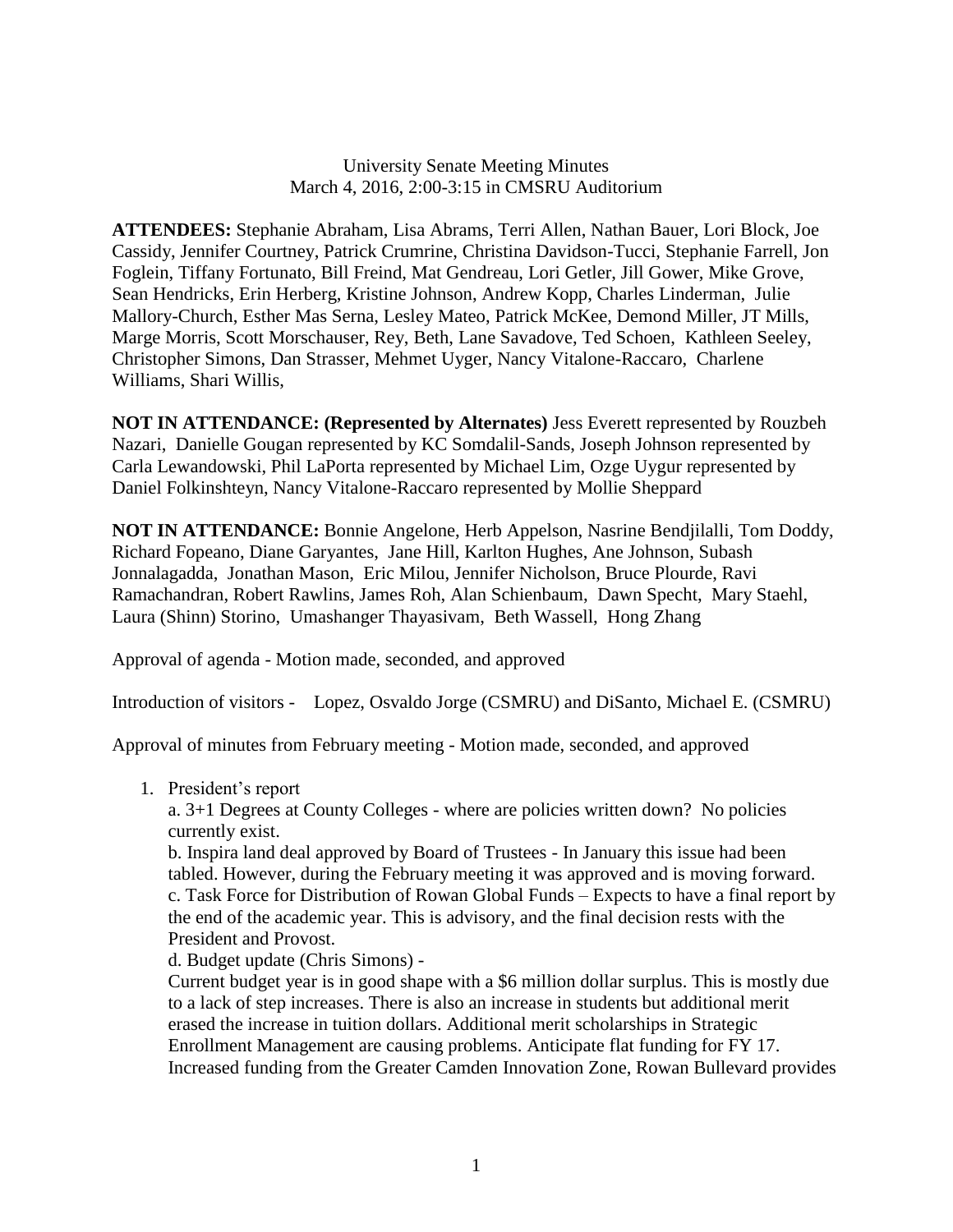University Senate Meeting Minutes
March 4, 2016, 2:00-3:15 in CMSRU Auditorium

**ATTENDEES:** Stephanie Abraham, Lisa Abrams, Terri Allen, Nathan Bauer, Lori Block, Joe Cassidy, Jennifer Courtney, Patrick Crumrine, Christina Davidson-Tucci, Stephanie Farrell, Jon Foglein, Tiffany Fortunato, Bill Freind, Mat Gendreau, Lori Getler, Jill Gower, Mike Grove, Sean Hendricks, Erin Herberg, Kristine Johnson, Andrew Kopp, Charles Linderman, Julie Mallory-Church, Esther Mas Serna, Lesley Mateo, Patrick McKee, Demond Miller, JT Mills, Marge Morris, Scott Morschauser, Rey, Beth, Lane Savadove, Ted Schoen, Kathleen Seeley, Christopher Simons, Dan Strasser, Mehmet Uyger, Nancy Vitalone-Raccaro, Charlene Williams, Shari Willis,

**NOT IN ATTENDANCE: (Represented by Alternates)** Jess Everett represented by Rouzbeh Nazari, Danielle Gougan represented by KC Somdalil-Sands, Joseph Johnson represented by Carla Lewandowski, Phil LaPorta represented by Michael Lim, Ozge Uygur represented by Daniel Folkinshteyn, Nancy Vitalone-Raccaro represented by Mollie Sheppard

**NOT IN ATTENDANCE:** Bonnie Angelone, Herb Appelson, Nasrine Bendjilalli, Tom Doddy, Richard Fopeano, Diane Garyantes, Jane Hill, Karlton Hughes, Ane Johnson, Subash Jonnalagadda, Jonathan Mason, Eric Milou, Jennifer Nicholson, Bruce Plourde, Ravi Ramachandran, Robert Rawlins, James Roh, Alan Schienbaum, Dawn Specht, Mary Staehl, Laura (Shinn) Storino, Umashanger Thayasivam, Beth Wassell, Hong Zhang

Approval of agenda - Motion made, seconded, and approved

Introduction of visitors - Lopez, Osvaldo Jorge (CSMRU) and DiSanto, Michael E. (CSMRU)

Approval of minutes from February meeting - Motion made, seconded, and approved

1. President's report

   a. 3+1 Degrees at County Colleges - where are policies written down? No policies currently exist.

   b. Inspira land deal approved by Board of Trustees - In January this issue had been tabled. However, during the February meeting it was approved and is moving forward.

   c. Task Force for Distribution of Rowan Global Funds – Expects to have a final report by the end of the academic year. This is advisory, and the final decision rests with the President and Provost.

   d. Budget update (Chris Simons) -

   Current budget year is in good shape with a $6 million dollar surplus. This is mostly due to a lack of step increases. There is also an increase in students but additional merit erased the increase in tuition dollars. Additional merit scholarships in Strategic Enrollment Management are causing problems. Anticipate flat funding for FY 17. Increased funding from the Greater Camden Innovation Zone, Rowan Bullevard provides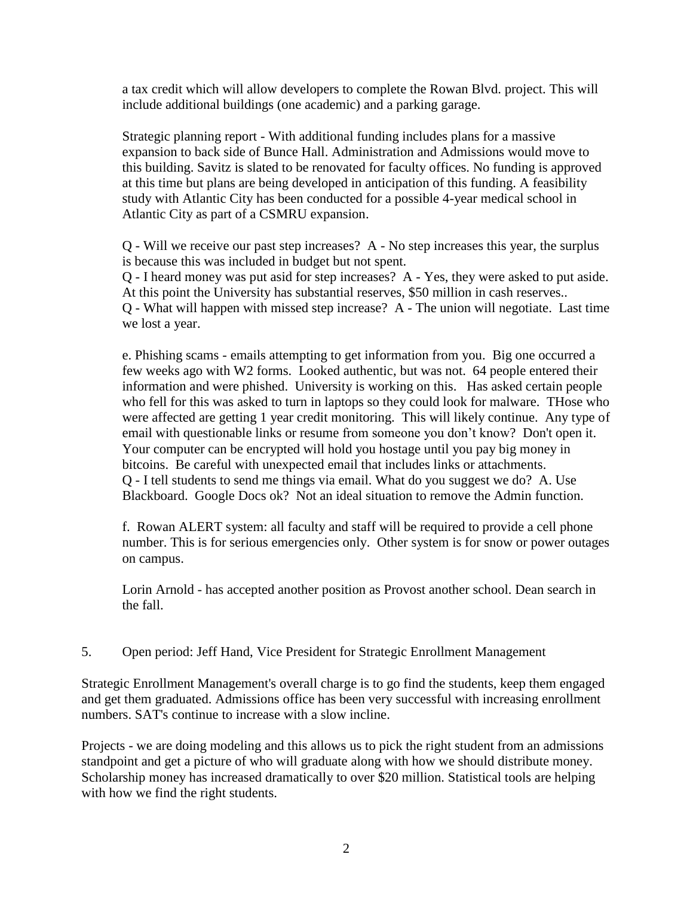a tax credit which will allow developers to complete the Rowan Blvd. project. This will include additional buildings (one academic) and a parking garage.

Strategic planning report - With additional funding includes plans for a massive expansion to back side of Bunce Hall. Administration and Admissions would move to this building. Savitz is slated to be renovated for faculty offices. No funding is approved at this time but plans are being developed in anticipation of this funding. A feasibility study with Atlantic City has been conducted for a possible 4-year medical school in Atlantic City as part of a CSMRU expansion.

Q - Will we receive our past step increases? A - No step increases this year, the surplus is because this was included in budget but not spent.
Q - I heard money was put asid for step increases? A - Yes, they were asked to put aside. At this point the University has substantial reserves, $50 million in cash reserves..
Q - What will happen with missed step increase? A - The union will negotiate. Last time we lost a year.

e. Phishing scams - emails attempting to get information from you. Big one occurred a few weeks ago with W2 forms. Looked authentic, but was not. 64 people entered their information and were phished. University is working on this. Has asked certain people who fell for this was asked to turn in laptops so they could look for malware. THose who were affected are getting 1 year credit monitoring. This will likely continue. Any type of email with questionable links or resume from someone you don't know? Don't open it. Your computer can be encrypted will hold you hostage until you pay big money in bitcoins. Be careful with unexpected email that includes links or attachments.
Q - I tell students to send me things via email. What do you suggest we do? A. Use Blackboard. Google Docs ok? Not an ideal situation to remove the Admin function.

f. Rowan ALERT system: all faculty and staff will be required to provide a cell phone number. This is for serious emergencies only. Other system is for snow or power outages on campus.

Lorin Arnold - has accepted another position as Provost another school. Dean search in the fall.

5. Open period: Jeff Hand, Vice President for Strategic Enrollment Management

Strategic Enrollment Management's overall charge is to go find the students, keep them engaged and get them graduated. Admissions office has been very successful with increasing enrollment numbers. SAT's continue to increase with a slow incline.

Projects - we are doing modeling and this allows us to pick the right student from an admissions standpoint and get a picture of who will graduate along with how we should distribute money. Scholarship money has increased dramatically to over $20 million. Statistical tools are helping with how we find the right students.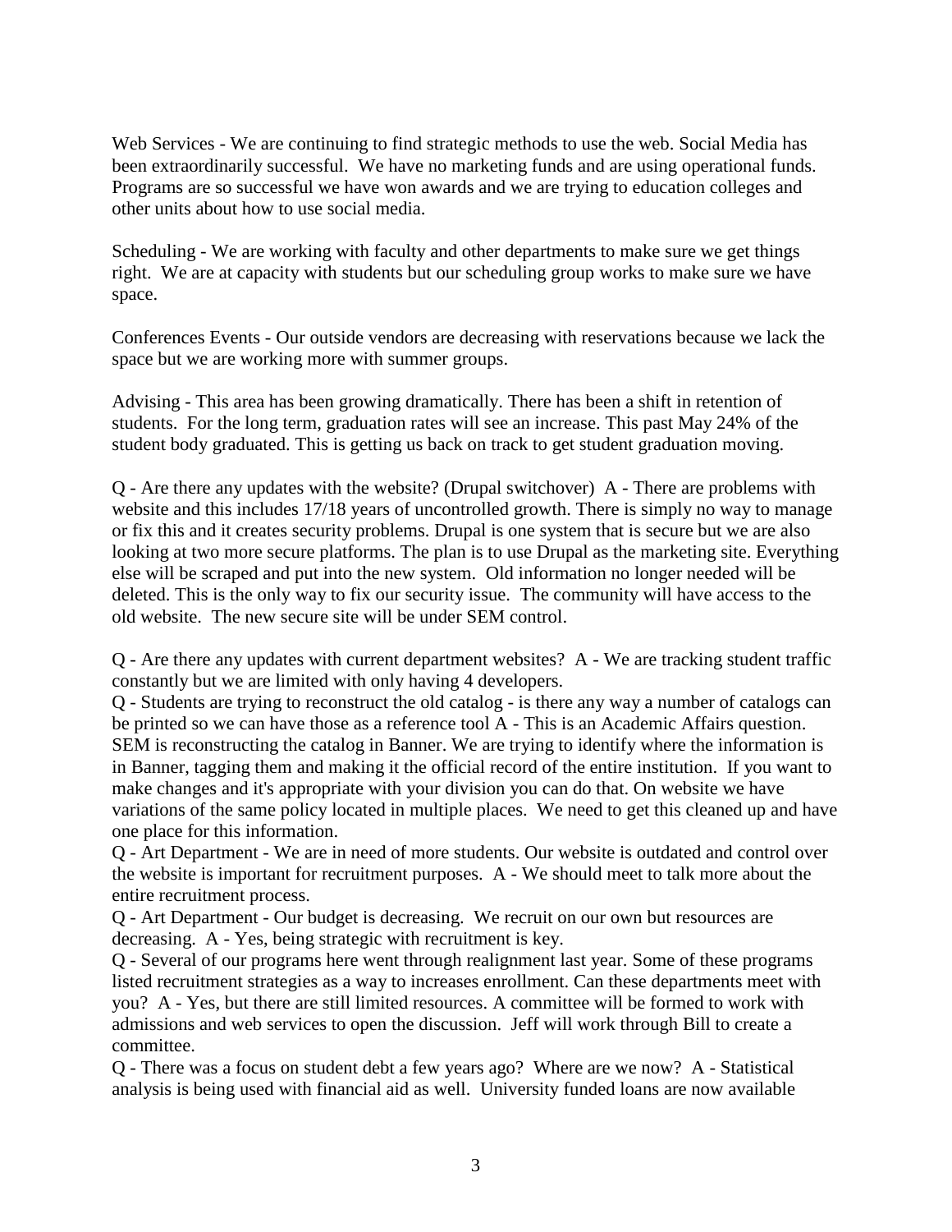Web Services - We are continuing to find strategic methods to use the web. Social Media has been extraordinarily successful. We have no marketing funds and are using operational funds. Programs are so successful we have won awards and we are trying to education colleges and other units about how to use social media.

Scheduling - We are working with faculty and other departments to make sure we get things right. We are at capacity with students but our scheduling group works to make sure we have space.

Conferences Events - Our outside vendors are decreasing with reservations because we lack the space but we are working more with summer groups.

Advising - This area has been growing dramatically. There has been a shift in retention of students. For the long term, graduation rates will see an increase. This past May 24% of the student body graduated. This is getting us back on track to get student graduation moving.

Q - Are there any updates with the website? (Drupal switchover) A - There are problems with website and this includes 17/18 years of uncontrolled growth. There is simply no way to manage or fix this and it creates security problems. Drupal is one system that is secure but we are also looking at two more secure platforms. The plan is to use Drupal as the marketing site. Everything else will be scraped and put into the new system. Old information no longer needed will be deleted. This is the only way to fix our security issue. The community will have access to the old website. The new secure site will be under SEM control.

Q - Are there any updates with current department websites? A - We are tracking student traffic constantly but we are limited with only having 4 developers.
Q - Students are trying to reconstruct the old catalog - is there any way a number of catalogs can be printed so we can have those as a reference tool A - This is an Academic Affairs question. SEM is reconstructing the catalog in Banner. We are trying to identify where the information is in Banner, tagging them and making it the official record of the entire institution. If you want to make changes and it's appropriate with your division you can do that. On website we have variations of the same policy located in multiple places. We need to get this cleaned up and have one place for this information.
Q - Art Department - We are in need of more students. Our website is outdated and control over the website is important for recruitment purposes. A - We should meet to talk more about the entire recruitment process.
Q - Art Department - Our budget is decreasing. We recruit on our own but resources are decreasing. A - Yes, being strategic with recruitment is key.
Q - Several of our programs here went through realignment last year. Some of these programs listed recruitment strategies as a way to increases enrollment. Can these departments meet with you? A - Yes, but there are still limited resources. A committee will be formed to work with admissions and web services to open the discussion. Jeff will work through Bill to create a committee.
Q - There was a focus on student debt a few years ago? Where are we now? A - Statistical analysis is being used with financial aid as well. University funded loans are now available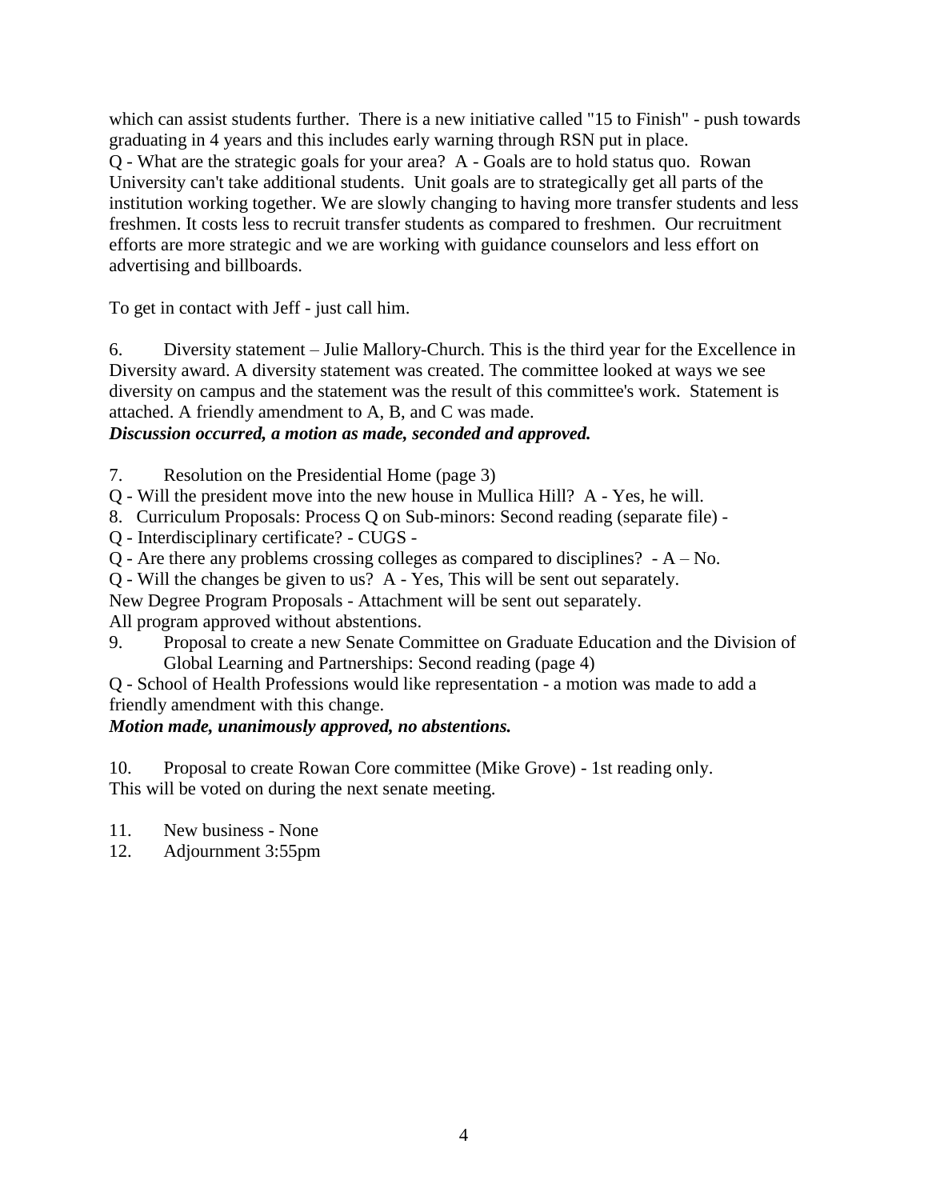which can assist students further. There is a new initiative called "15 to Finish" - push towards graduating in 4 years and this includes early warning through RSN put in place.
Q - What are the strategic goals for your area? A - Goals are to hold status quo. Rowan University can't take additional students. Unit goals are to strategically get all parts of the institution working together. We are slowly changing to having more transfer students and less freshmen. It costs less to recruit transfer students as compared to freshmen. Our recruitment efforts are more strategic and we are working with guidance counselors and less effort on advertising and billboards.

To get in contact with Jeff - just call him.

6. Diversity statement – Julie Mallory-Church. This is the third year for the Excellence in Diversity award. A diversity statement was created. The committee looked at ways we see diversity on campus and the statement was the result of this committee's work. Statement is attached. A friendly amendment to A, B, and C was made.
***Discussion occurred, a motion as made, seconded and approved.***

7. Resolution on the Presidential Home (page 3)
Q - Will the president move into the new house in Mullica Hill? A - Yes, he will.
8. Curriculum Proposals: Process Q on Sub-minors: Second reading (separate file) -
Q - Interdisciplinary certificate? - CUGS -
Q - Are there any problems crossing colleges as compared to disciplines? - A – No.
Q - Will the changes be given to us? A - Yes, This will be sent out separately.
New Degree Program Proposals - Attachment will be sent out separately.
All program approved without abstentions.
9. Proposal to create a new Senate Committee on Graduate Education and the Division of Global Learning and Partnerships: Second reading (page 4)
Q - School of Health Professions would like representation - a motion was made to add a friendly amendment with this change.
***Motion made, unanimously approved, no abstentions.***

10. Proposal to create Rowan Core committee (Mike Grove) - 1st reading only.
This will be voted on during the next senate meeting.

11. New business - None
12. Adjournment 3:55pm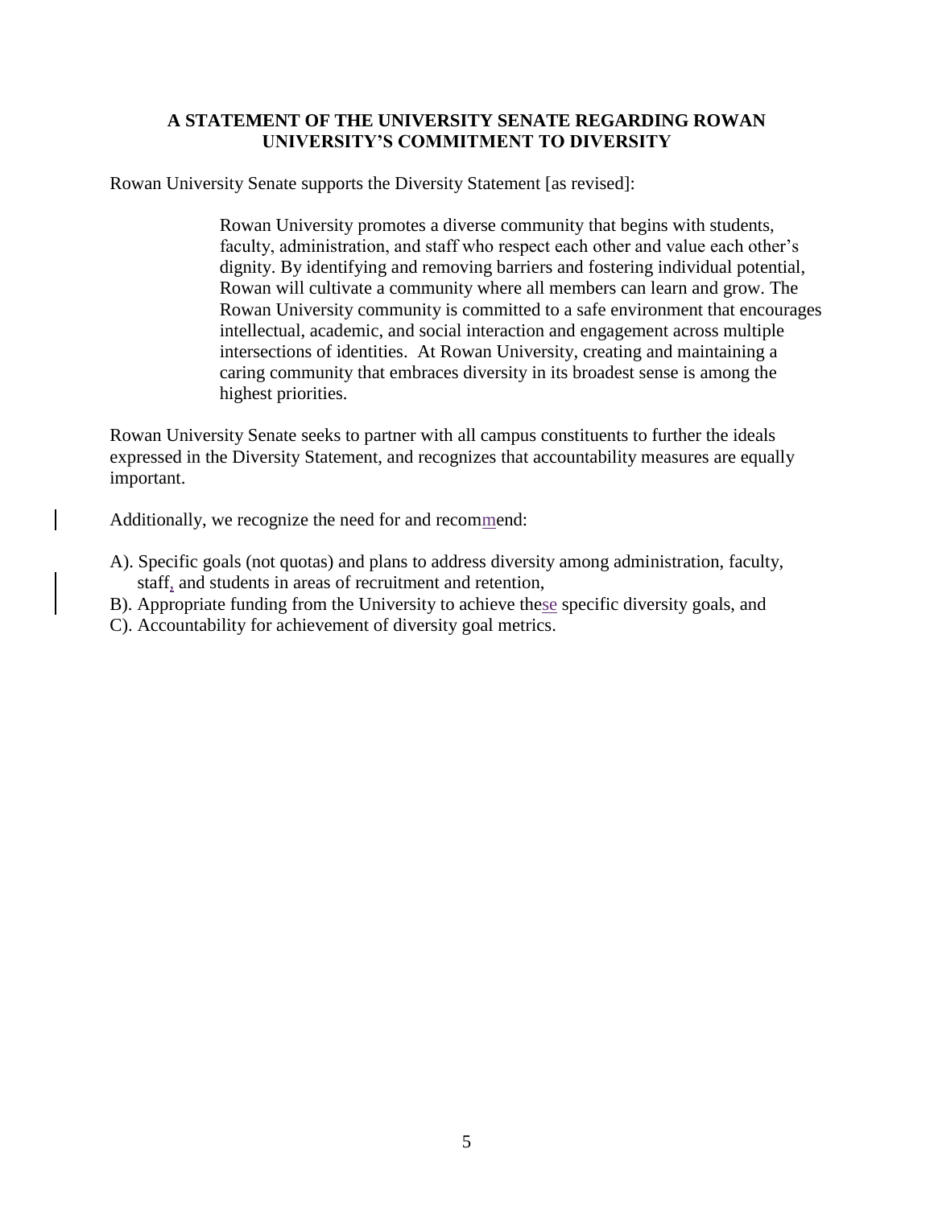**A STATEMENT OF THE UNIVERSITY SENATE REGARDING ROWAN UNIVERSITY'S COMMITMENT TO DIVERSITY**

Rowan University Senate supports the Diversity Statement [as revised]:

> Rowan University promotes a diverse community that begins with students, faculty, administration, and staff who respect each other and value each other's dignity. By identifying and removing barriers and fostering individual potential, Rowan will cultivate a community where all members can learn and grow. The Rowan University community is committed to a safe environment that encourages intellectual, academic, and social interaction and engagement across multiple intersections of identities. At Rowan University, creating and maintaining a caring community that embraces diversity in its broadest sense is among the highest priorities.

Rowan University Senate seeks to partner with all campus constituents to further the ideals expressed in the Diversity Statement, and recognizes that accountability measures are equally important.

Additionally, we recognize the need for and recommend:

A). Specific goals (not quotas) and plans to address diversity among administration, faculty, staff, and students in areas of recruitment and retention,

B). Appropriate funding from the University to achieve these specific diversity goals, and

C). Accountability for achievement of diversity goal metrics.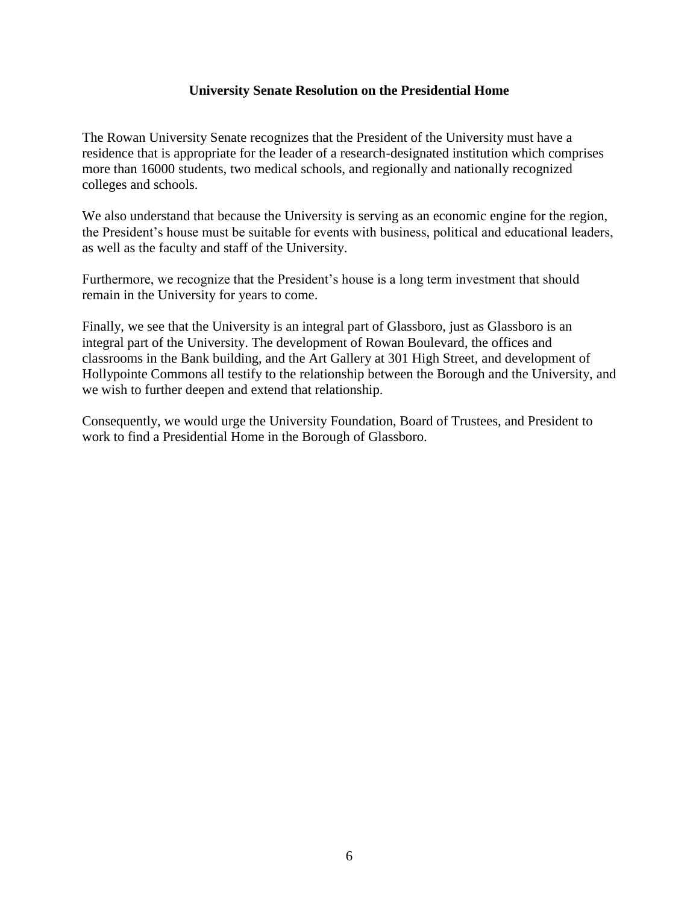# University Senate Resolution on the Presidential Home

The Rowan University Senate recognizes that the President of the University must have a residence that is appropriate for the leader of a research-designated institution which comprises more than 16000 students, two medical schools, and regionally and nationally recognized colleges and schools.

We also understand that because the University is serving as an economic engine for the region, the President's house must be suitable for events with business, political and educational leaders, as well as the faculty and staff of the University.

Furthermore, we recognize that the President's house is a long term investment that should remain in the University for years to come.

Finally, we see that the University is an integral part of Glassboro, just as Glassboro is an integral part of the University. The development of Rowan Boulevard, the offices and classrooms in the Bank building, and the Art Gallery at 301 High Street, and development of Hollypointe Commons all testify to the relationship between the Borough and the University, and we wish to further deepen and extend that relationship.

Consequently, we would urge the University Foundation, Board of Trustees, and President to work to find a Presidential Home in the Borough of Glassboro.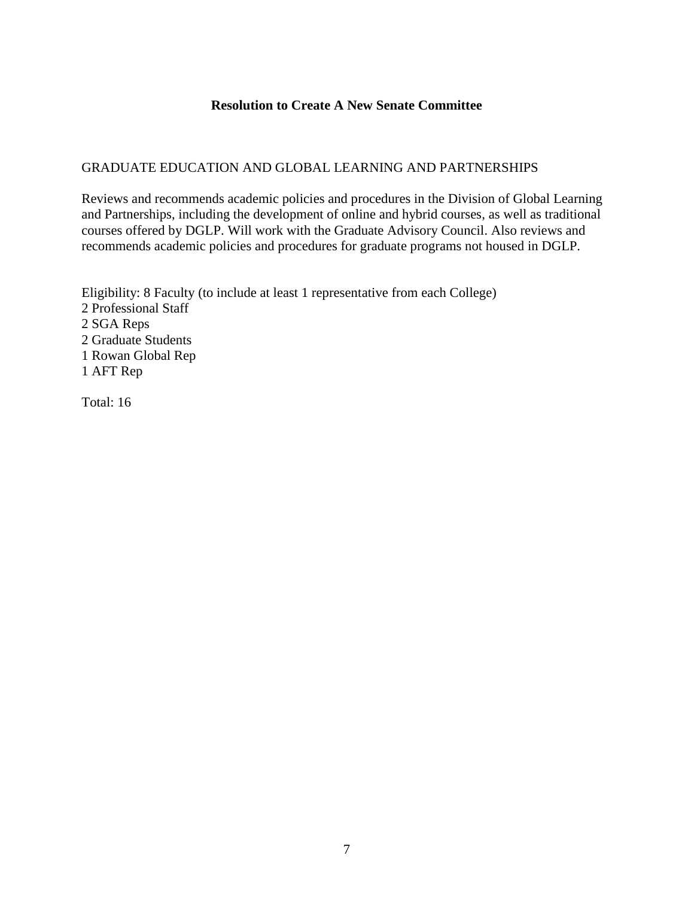**Resolution to Create A New Senate Committee**

GRADUATE EDUCATION AND GLOBAL LEARNING AND PARTNERSHIPS

Reviews and recommends academic policies and procedures in the Division of Global Learning and Partnerships, including the development of online and hybrid courses, as well as traditional courses offered by DGLP. Will work with the Graduate Advisory Council. Also reviews and recommends academic policies and procedures for graduate programs not housed in DGLP.

Eligibility: 8 Faculty (to include at least 1 representative from each College)  
2 Professional Staff  
2 SGA Reps  
2 Graduate Students  
1 Rowan Global Rep  
1 AFT Rep

Total: 16